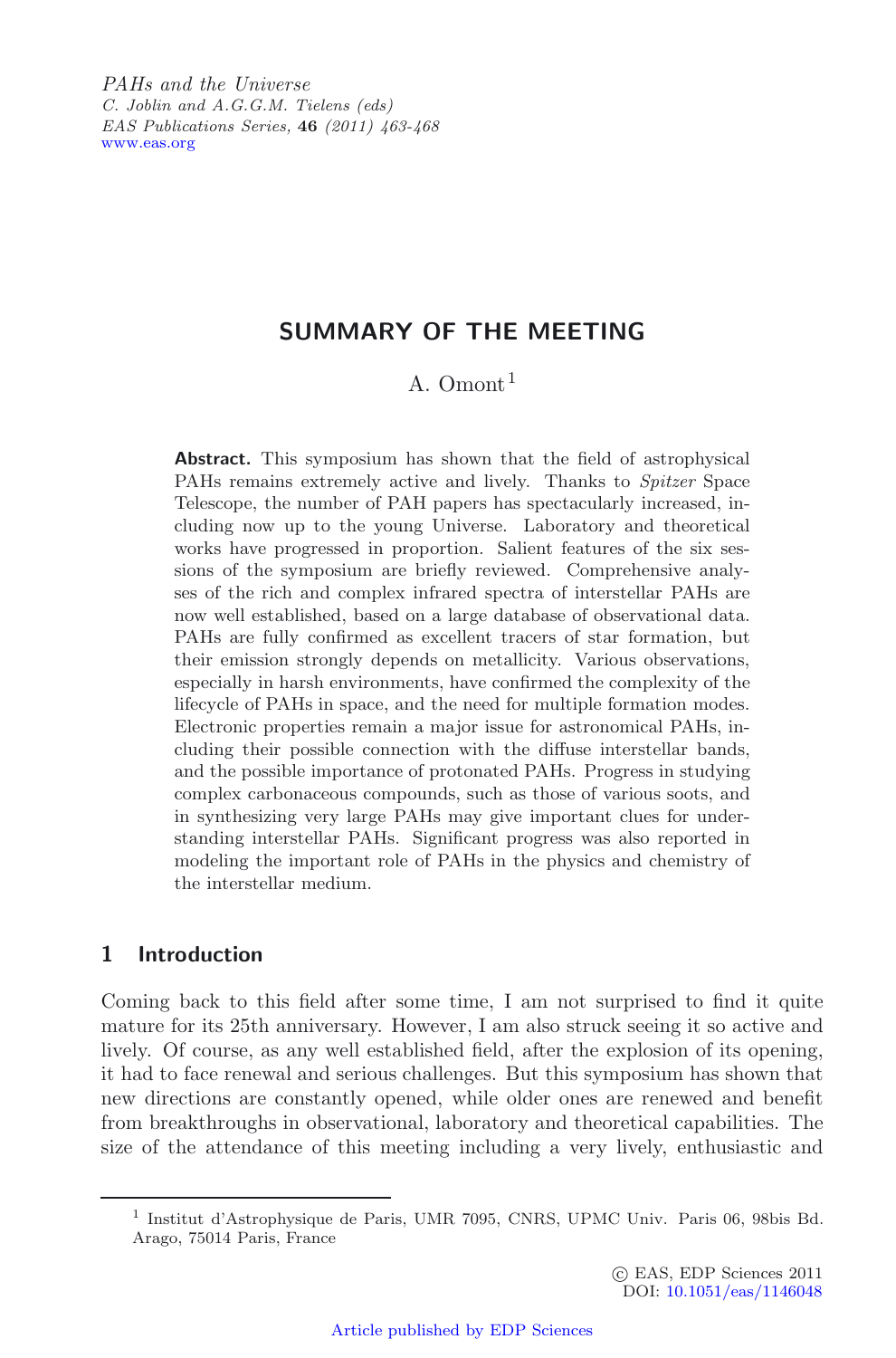# SUMMARY OF THE MEETING

A. Omont[1]

**Abstract.** This symposium has shown that the field of astrophysical PAHs remains extremely active and lively. Thanks to *Spitzer* Space Telescope, the number of PAH papers has spectacularly increased, including now up to the young Universe. Laboratory and theoretical works have progressed in proportion. Salient features of the six sessions of the symposium are briefly reviewed. Comprehensive analyses of the rich and complex infrared spectra of interstellar PAHs are now well established, based on a large database of observational data. PAHs are fully confirmed as excellent tracers of star formation, but their emission strongly depends on metallicity. Various observations, especially in harsh environments, have confirmed the complexity of the lifecycle of PAHs in space, and the need for multiple formation modes. Electronic properties remain a major issue for astronomical PAHs, including their possible connection with the diffuse interstellar bands, and the possible importance of protonated PAHs. Progress in studying complex carbonaceous compounds, such as those of various soots, and in synthesizing very large PAHs may give important clues for understanding interstellar PAHs. Significant progress was also reported in modeling the important role of PAHs in the physics and chemistry of the interstellar medium.

## 1 Introduction

Coming back to this field after some time, I am not surprised to find it quite mature for its 25th anniversary. However, I am also struck seeing it so active and lively. Of course, as any well established field, after the explosion of its opening, it had to face renewal and serious challenges. But this symposium has shown that new directions are constantly opened, while older ones are renewed and benefit from breakthroughs in observational, laboratory and theoretical capabilities. The size of the attendance of this meeting including a very lively, enthusiastic and

[1] Institut d'Astrophysique de Paris, UMR 7095, CNRS, UPMC Univ. Paris 06, 98bis Bd. Arago, 75014 Paris, France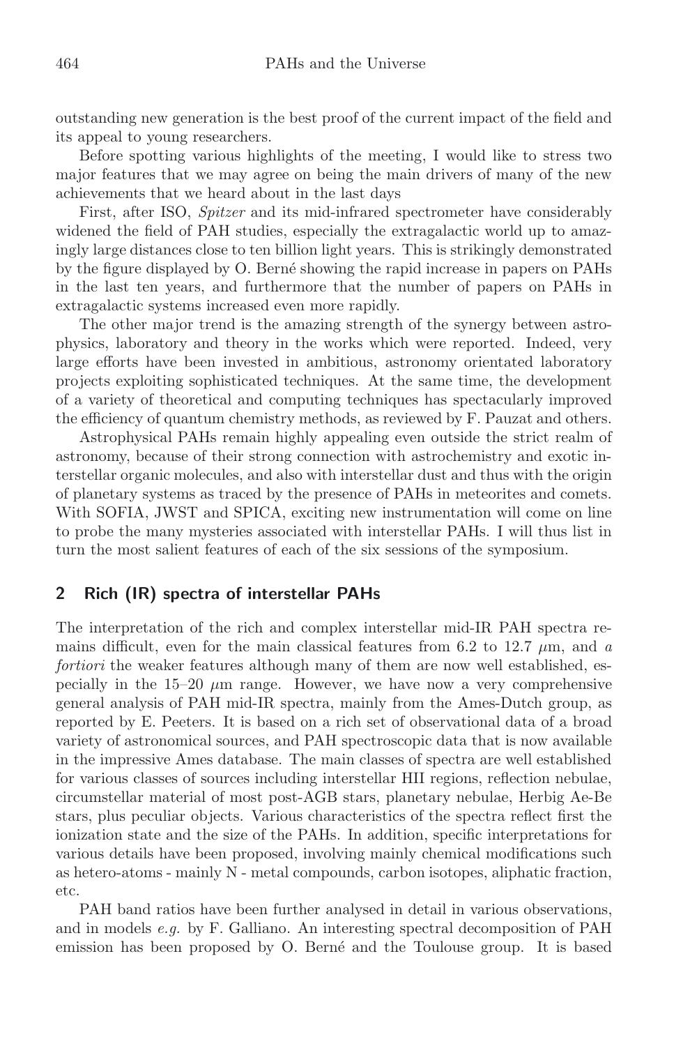outstanding new generation is the best proof of the current impact of the field and its appeal to young researchers.

Before spotting various highlights of the meeting, I would like to stress two major features that we may agree on being the main drivers of many of the new achievements that we heard about in the last days

First, after ISO, *Spitzer* and its mid-infrared spectrometer have considerably widened the field of PAH studies, especially the extragalactic world up to amazingly large distances close to ten billion light years. This is strikingly demonstrated by the figure displayed by O. Berné showing the rapid increase in papers on PAHs in the last ten years, and furthermore that the number of papers on PAHs in extragalactic systems increased even more rapidly.

The other major trend is the amazing strength of the synergy between astrophysics, laboratory and theory in the works which were reported. Indeed, very large efforts have been invested in ambitious, astronomy orientated laboratory projects exploiting sophisticated techniques. At the same time, the development of a variety of theoretical and computing techniques has spectacularly improved the efficiency of quantum chemistry methods, as reviewed by F. Pauzat and others.

Astrophysical PAHs remain highly appealing even outside the strict realm of astronomy, because of their strong connection with astrochemistry and exotic interstellar organic molecules, and also with interstellar dust and thus with the origin of planetary systems as traced by the presence of PAHs in meteorites and comets. With SOFIA, JWST and SPICA, exciting new instrumentation will come on line to probe the many mysteries associated with interstellar PAHs. I will thus list in turn the most salient features of each of the six sessions of the symposium.

## 2 Rich (IR) spectra of interstellar PAHs

The interpretation of the rich and complex interstellar mid-IR PAH spectra remains difficult, even for the main classical features from 6.2 to 12.7 $\mu$m, and *a fortiori* the weaker features although many of them are now well established, especially in the 15–20 $\mu$m range. However, we have now a very comprehensive general analysis of PAH mid-IR spectra, mainly from the Ames-Dutch group, as reported by E. Peeters. It is based on a rich set of observational data of a broad variety of astronomical sources, and PAH spectroscopic data that is now available in the impressive Ames database. The main classes of spectra are well established for various classes of sources including interstellar HII regions, reflection nebulae, circumstellar material of most post-AGB stars, planetary nebulae, Herbig Ae-Be stars, plus peculiar objects. Various characteristics of the spectra reflect first the ionization state and the size of the PAHs. In addition, specific interpretations for various details have been proposed, involving mainly chemical modifications such as hetero-atoms - mainly N - metal compounds, carbon isotopes, aliphatic fraction, etc.

PAH band ratios have been further analysed in detail in various observations, and in models *e.g.* by F. Galliano. An interesting spectral decomposition of PAH emission has been proposed by O. Berné and the Toulouse group. It is based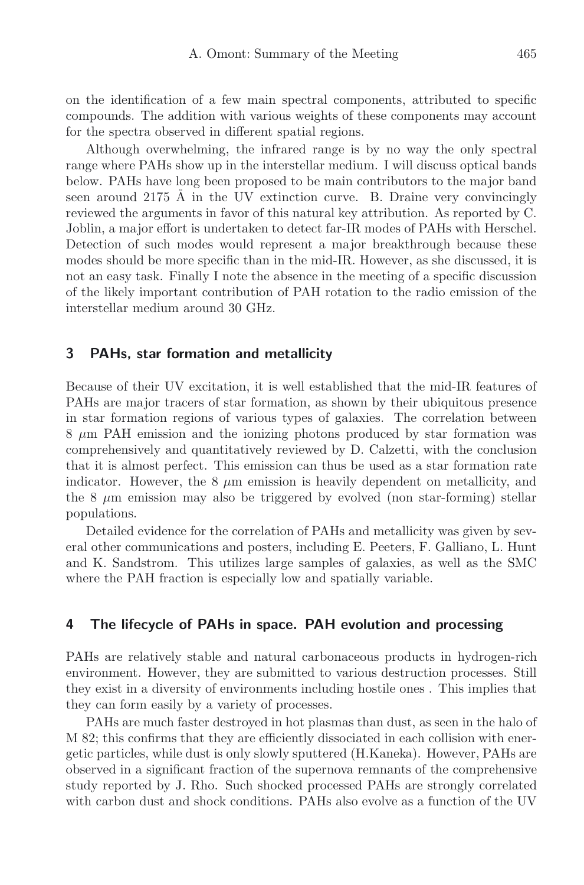on the identification of a few main spectral components, attributed to specific compounds. The addition with various weights of these components may account for the spectra observed in different spatial regions.

Although overwhelming, the infrared range is by no way the only spectral range where PAHs show up in the interstellar medium. I will discuss optical bands below. PAHs have long been proposed to be main contributors to the major band seen around 2175 Å in the UV extinction curve. B. Draine very convincingly reviewed the arguments in favor of this natural key attribution. As reported by C. Joblin, a major effort is undertaken to detect far-IR modes of PAHs with Herschel. Detection of such modes would represent a major breakthrough because these modes should be more specific than in the mid-IR. However, as she discussed, it is not an easy task. Finally I note the absence in the meeting of a specific discussion of the likely important contribution of PAH rotation to the radio emission of the interstellar medium around 30 GHz.

## 3 PAHs, star formation and metallicity

Because of their UV excitation, it is well established that the mid-IR features of PAHs are major tracers of star formation, as shown by their ubiquitous presence in star formation regions of various types of galaxies. The correlation between 8 $\mu$m PAH emission and the ionizing photons produced by star formation was comprehensively and quantitatively reviewed by D. Calzetti, with the conclusion that it is almost perfect. This emission can thus be used as a star formation rate indicator. However, the 8 $\mu$m emission is heavily dependent on metallicity, and the 8 $\mu$m emission may also be triggered by evolved (non star-forming) stellar populations.

Detailed evidence for the correlation of PAHs and metallicity was given by several other communications and posters, including E. Peeters, F. Galliano, L. Hunt and K. Sandstrom. This utilizes large samples of galaxies, as well as the SMC where the PAH fraction is especially low and spatially variable.

## 4 The lifecycle of PAHs in space. PAH evolution and processing

PAHs are relatively stable and natural carbonaceous products in hydrogen-rich environment. However, they are submitted to various destruction processes. Still they exist in a diversity of environments including hostile ones . This implies that they can form easily by a variety of processes.

PAHs are much faster destroyed in hot plasmas than dust, as seen in the halo of M 82; this confirms that they are efficiently dissociated in each collision with energetic particles, while dust is only slowly sputtered (H.Kaneka). However, PAHs are observed in a significant fraction of the supernova remnants of the comprehensive study reported by J. Rho. Such shocked processed PAHs are strongly correlated with carbon dust and shock conditions. PAHs also evolve as a function of the UV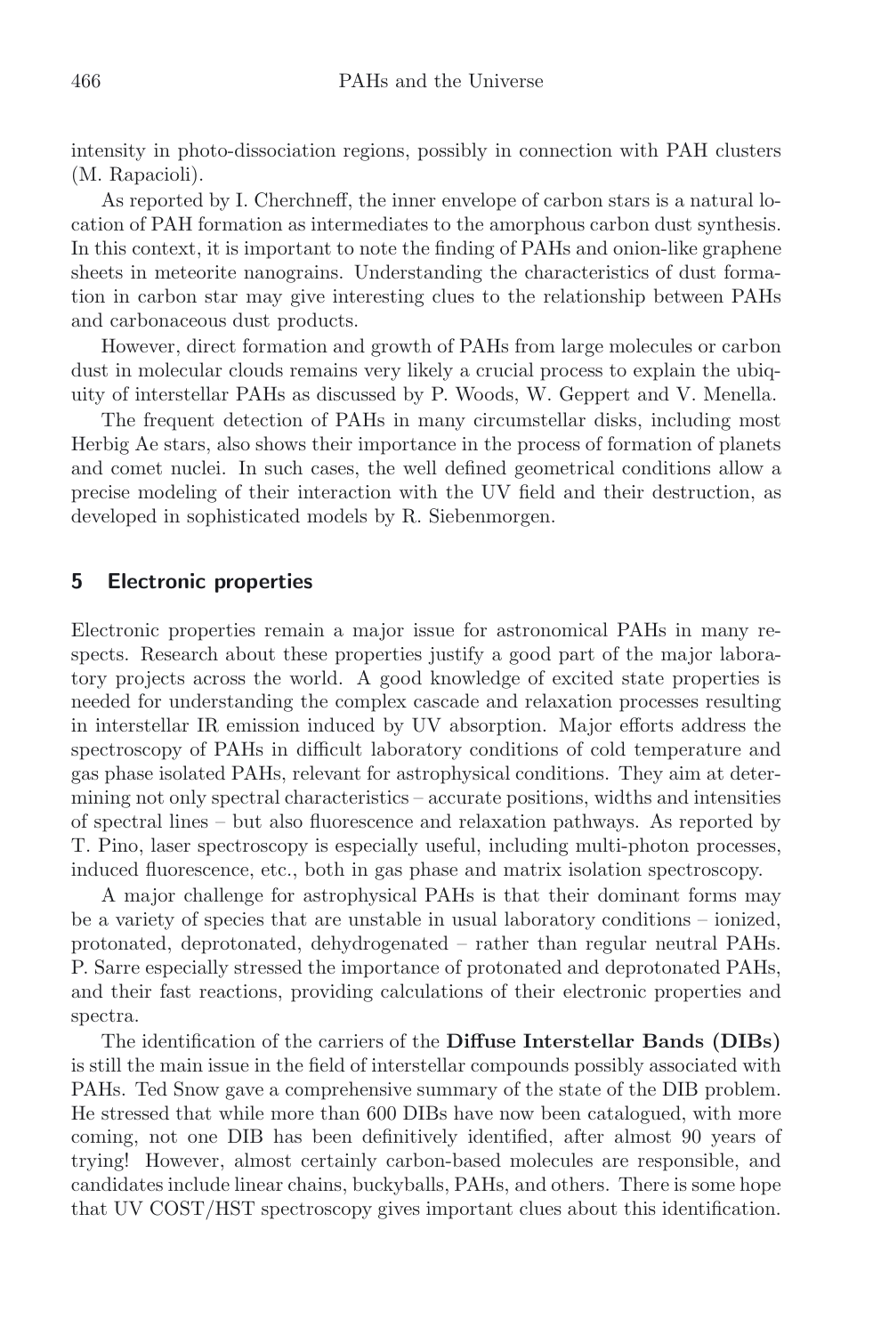intensity in photo-dissociation regions, possibly in connection with PAH clusters (M. Rapacioli).

As reported by I. Cherchneff, the inner envelope of carbon stars is a natural location of PAH formation as intermediates to the amorphous carbon dust synthesis. In this context, it is important to note the finding of PAHs and onion-like graphene sheets in meteorite nanograins. Understanding the characteristics of dust formation in carbon star may give interesting clues to the relationship between PAHs and carbonaceous dust products.

However, direct formation and growth of PAHs from large molecules or carbon dust in molecular clouds remains very likely a crucial process to explain the ubiquity of interstellar PAHs as discussed by P. Woods, W. Geppert and V. Menella.

The frequent detection of PAHs in many circumstellar disks, including most Herbig Ae stars, also shows their importance in the process of formation of planets and comet nuclei. In such cases, the well defined geometrical conditions allow a precise modeling of their interaction with the UV field and their destruction, as developed in sophisticated models by R. Siebenmorgen.

## 5 Electronic properties

Electronic properties remain a major issue for astronomical PAHs in many respects. Research about these properties justify a good part of the major laboratory projects across the world. A good knowledge of excited state properties is needed for understanding the complex cascade and relaxation processes resulting in interstellar IR emission induced by UV absorption. Major efforts address the spectroscopy of PAHs in difficult laboratory conditions of cold temperature and gas phase isolated PAHs, relevant for astrophysical conditions. They aim at determining not only spectral characteristics – accurate positions, widths and intensities of spectral lines – but also fluorescence and relaxation pathways. As reported by T. Pino, laser spectroscopy is especially useful, including multi-photon processes, induced fluorescence, etc., both in gas phase and matrix isolation spectroscopy.

A major challenge for astrophysical PAHs is that their dominant forms may be a variety of species that are unstable in usual laboratory conditions – ionized, protonated, deprotonated, dehydrogenated – rather than regular neutral PAHs. P. Sarre especially stressed the importance of protonated and deprotonated PAHs, and their fast reactions, providing calculations of their electronic properties and spectra.

The identification of the carriers of the **Diffuse Interstellar Bands (DIBs)** is still the main issue in the field of interstellar compounds possibly associated with PAHs. Ted Snow gave a comprehensive summary of the state of the DIB problem. He stressed that while more than 600 DIBs have now been catalogued, with more coming, not one DIB has been definitively identified, after almost 90 years of trying! However, almost certainly carbon-based molecules are responsible, and candidates include linear chains, buckyballs, PAHs, and others. There is some hope that UV COST/HST spectroscopy gives important clues about this identification.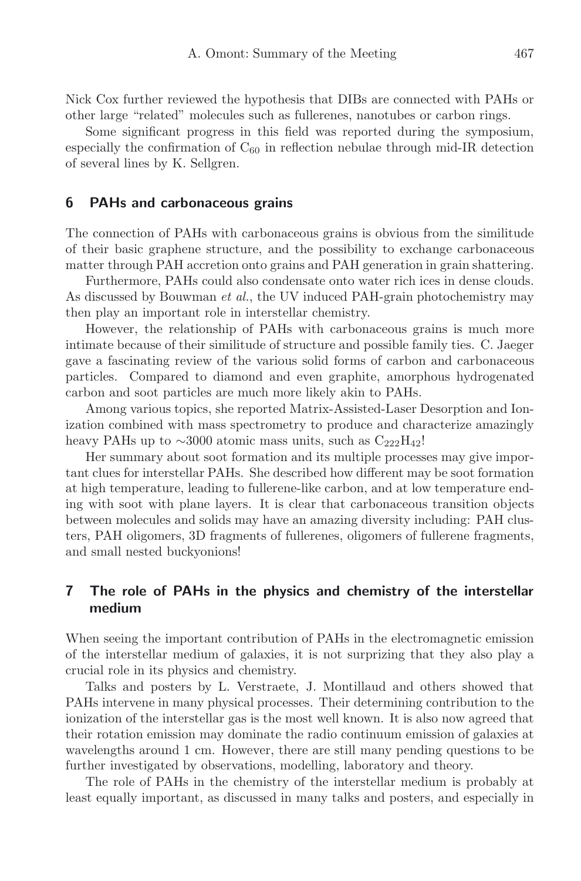Nick Cox further reviewed the hypothesis that DIBs are connected with PAHs or other large "related" molecules such as fullerenes, nanotubes or carbon rings.

Some significant progress in this field was reported during the symposium, especially the confirmation of $C_{60}$ in reflection nebulae through mid-IR detection of several lines by K. Sellgren.

## 6 PAHs and carbonaceous grains

The connection of PAHs with carbonaceous grains is obvious from the similitude of their basic graphene structure, and the possibility to exchange carbonaceous matter through PAH accretion onto grains and PAH generation in grain shattering.

Furthermore, PAHs could also condensate onto water rich ices in dense clouds. As discussed by Bouwman *et al.*, the UV induced PAH-grain photochemistry may then play an important role in interstellar chemistry.

However, the relationship of PAHs with carbonaceous grains is much more intimate because of their similitude of structure and possible family ties. C. Jaeger gave a fascinating review of the various solid forms of carbon and carbonaceous particles. Compared to diamond and even graphite, amorphous hydrogenated carbon and soot particles are much more likely akin to PAHs.

Among various topics, she reported Matrix-Assisted-Laser Desorption and Ionization combined with mass spectrometry to produce and characterize amazingly heavy PAHs up to ~3000 atomic mass units, such as $C_{222}H_{42}$!

Her summary about soot formation and its multiple processes may give important clues for interstellar PAHs. She described how different may be soot formation at high temperature, leading to fullerene-like carbon, and at low temperature ending with soot with plane layers. It is clear that carbonaceous transition objects between molecules and solids may have an amazing diversity including: PAH clusters, PAH oligomers, 3D fragments of fullerenes, oligomers of fullerene fragments, and small nested buckyonions!

## 7 The role of PAHs in the physics and chemistry of the interstellar medium

When seeing the important contribution of PAHs in the electromagnetic emission of the interstellar medium of galaxies, it is not surprizing that they also play a crucial role in its physics and chemistry.

Talks and posters by L. Verstraete, J. Montillaud and others showed that PAHs intervene in many physical processes. Their determining contribution to the ionization of the interstellar gas is the most well known. It is also now agreed that their rotation emission may dominate the radio continuum emission of galaxies at wavelengths around 1 cm. However, there are still many pending questions to be further investigated by observations, modelling, laboratory and theory.

The role of PAHs in the chemistry of the interstellar medium is probably at least equally important, as discussed in many talks and posters, and especially in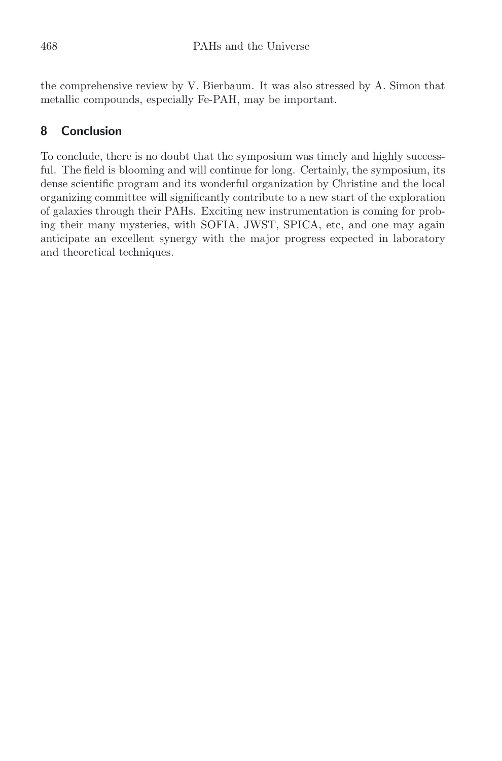the comprehensive review by V. Bierbaum. It was also stressed by A. Simon that metallic compounds, especially Fe-PAH, may be important.

## 8 Conclusion

To conclude, there is no doubt that the symposium was timely and highly successful. The field is blooming and will continue for long. Certainly, the symposium, its dense scientific program and its wonderful organization by Christine and the local organizing committee will significantly contribute to a new start of the exploration of galaxies through their PAHs. Exciting new instrumentation is coming for probing their many mysteries, with SOFIA, JWST, SPICA, etc, and one may again anticipate an excellent synergy with the major progress expected in laboratory and theoretical techniques.